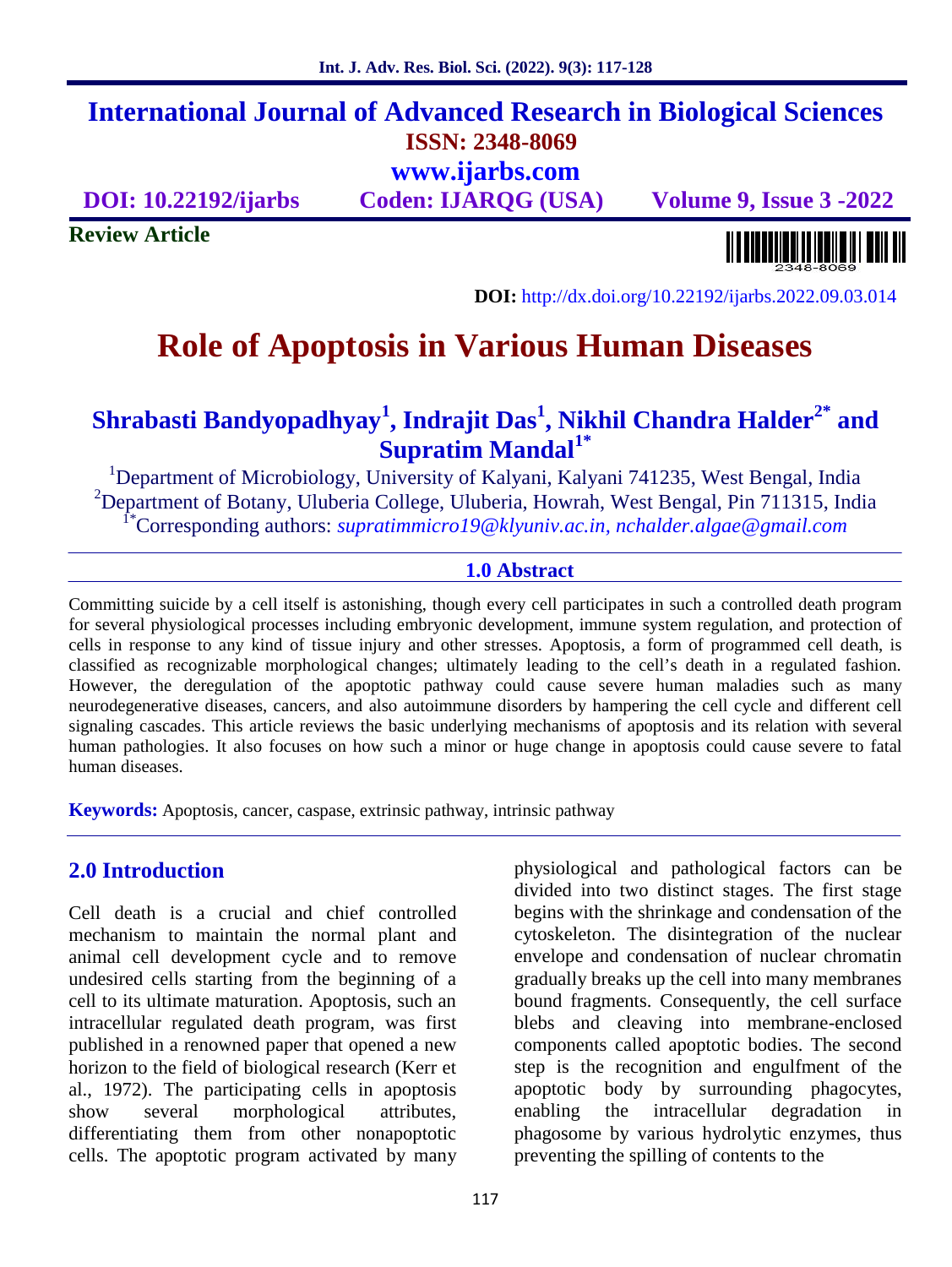# International Journal of Advanced Research in Biological Sciences

**ISSN: 2348-8069**

**www.ijarbs.com**

**DOI: 10.22192/ijarbs** **Coden: IJARQG (USA)** **Volume 9, Issue 3 -2022**

**Review Article**

**DOI:** http://dx.doi.org/10.22192/ijarbs.2022.09.03.014

# Role of Apoptosis in Various Human Diseases

**Shrabasti Bandyopadhyay[1], Indrajit Das[1], Nikhil Chandra Halder[2*] and Supratim Mandal[1*]**

[1]Department of Microbiology, University of Kalyani, Kalyani 741235, West Bengal, India

[2]Department of Botany, Uluberia College, Uluberia, Howrah, West Bengal, Pin 711315, India

[1*]Corresponding authors: *supratimmicro19@klyuniv.ac.in, nchalder.algae@gmail.com*

## 1.0 Abstract

Committing suicide by a cell itself is astonishing, though every cell participates in such a controlled death program for several physiological processes including embryonic development, immune system regulation, and protection of cells in response to any kind of tissue injury and other stresses. Apoptosis, a form of programmed cell death, is classified as recognizable morphological changes; ultimately leading to the cell's death in a regulated fashion. However, the deregulation of the apoptotic pathway could cause severe human maladies such as many neurodegenerative diseases, cancers, and also autoimmune disorders by hampering the cell cycle and different cell signaling cascades. This article reviews the basic underlying mechanisms of apoptosis and its relation with several human pathologies. It also focuses on how such a minor or huge change in apoptosis could cause severe to fatal human diseases.

**Keywords:** Apoptosis, cancer, caspase, extrinsic pathway, intrinsic pathway

## 2.0 Introduction

Cell death is a crucial and chief controlled mechanism to maintain the normal plant and animal cell development cycle and to remove undesired cells starting from the beginning of a cell to its ultimate maturation. Apoptosis, such an intracellular regulated death program, was first published in a renowned paper that opened a new horizon to the field of biological research (Kerr et al., 1972). The participating cells in apoptosis show several morphological attributes, differentiating them from other nonapoptotic cells. The apoptotic program activated by many physiological and pathological factors can be divided into two distinct stages. The first stage begins with the shrinkage and condensation of the cytoskeleton. The disintegration of the nuclear envelope and condensation of nuclear chromatin gradually breaks up the cell into many membranes bound fragments. Consequently, the cell surface blebs and cleaving into membrane-enclosed components called apoptotic bodies. The second step is the recognition and engulfment of the apoptotic body by surrounding phagocytes, enabling the intracellular degradation in phagosome by various hydrolytic enzymes, thus preventing the spilling of contents to the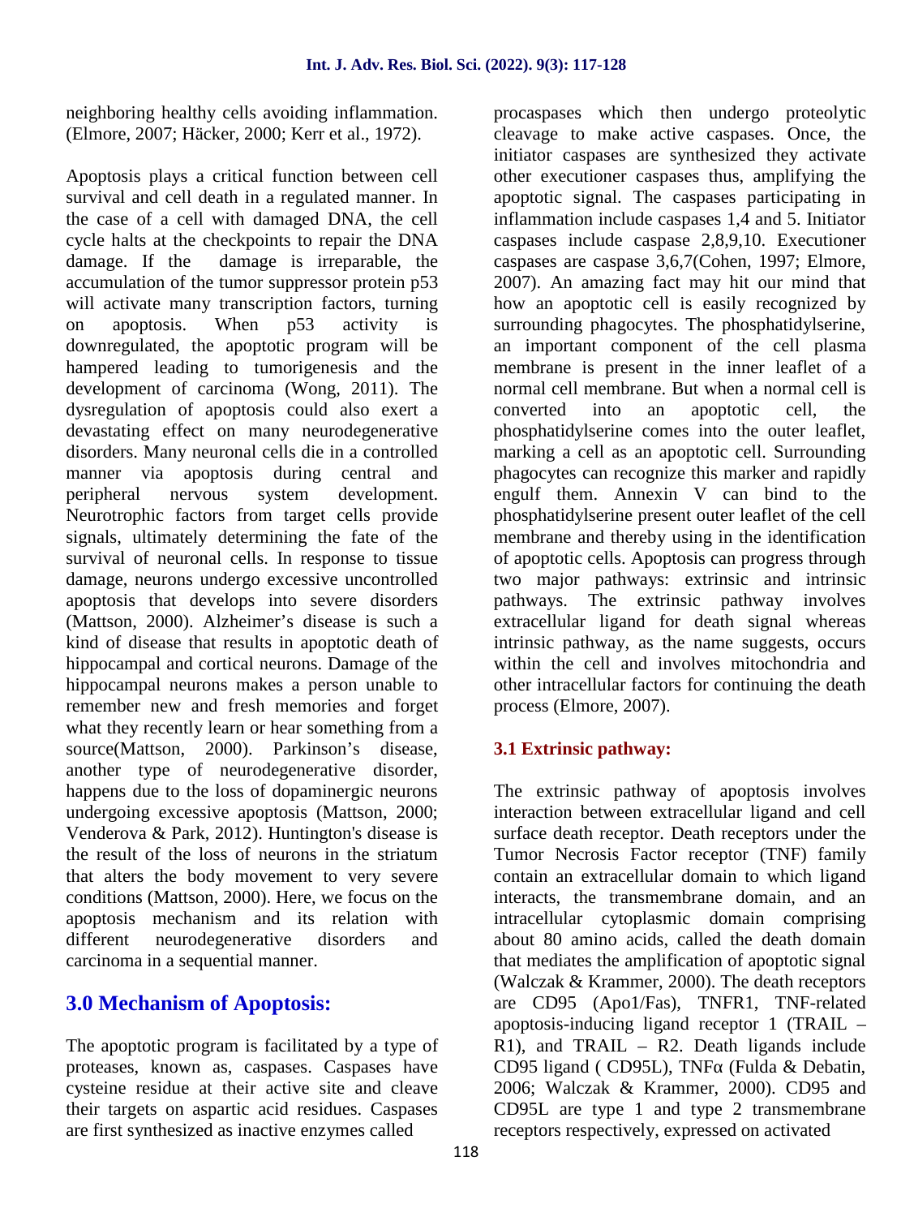neighboring healthy cells avoiding inflammation. (Elmore, 2007; Häcker, 2000; Kerr et al., 1972).

Apoptosis plays a critical function between cell survival and cell death in a regulated manner. In the case of a cell with damaged DNA, the cell cycle halts at the checkpoints to repair the DNA damage. If the damage is irreparable, the accumulation of the tumor suppressor protein p53 will activate many transcription factors, turning on apoptosis. When p53 activity is downregulated, the apoptotic program will be hampered leading to tumorigenesis and the development of carcinoma (Wong, 2011). The dysregulation of apoptosis could also exert a devastating effect on many neurodegenerative disorders. Many neuronal cells die in a controlled manner via apoptosis during central and peripheral nervous system development. Neurotrophic factors from target cells provide signals, ultimately determining the fate of the survival of neuronal cells. In response to tissue damage, neurons undergo excessive uncontrolled apoptosis that develops into severe disorders (Mattson, 2000). Alzheimer's disease is such a kind of disease that results in apoptotic death of hippocampal and cortical neurons. Damage of the hippocampal neurons makes a person unable to remember new and fresh memories and forget what they recently learn or hear something from a source(Mattson, 2000). Parkinson's disease, another type of neurodegenerative disorder, happens due to the loss of dopaminergic neurons undergoing excessive apoptosis (Mattson, 2000; Venderova & Park, 2012). Huntington's disease is the result of the loss of neurons in the striatum that alters the body movement to very severe conditions (Mattson, 2000). Here, we focus on the apoptosis mechanism and its relation with different neurodegenerative disorders and carcinoma in a sequential manner.

## 3.0 Mechanism of Apoptosis:

The apoptotic program is facilitated by a type of proteases, known as, caspases. Caspases have cysteine residue at their active site and cleave their targets on aspartic acid residues. Caspases are first synthesized as inactive enzymes called procaspases which then undergo proteolytic cleavage to make active caspases. Once, the initiator caspases are synthesized they activate other executioner caspases thus, amplifying the apoptotic signal. The caspases participating in inflammation include caspases 1,4 and 5. Initiator caspases include caspase 2,8,9,10. Executioner caspases are caspase 3,6,7(Cohen, 1997; Elmore, 2007). An amazing fact may hit our mind that how an apoptotic cell is easily recognized by surrounding phagocytes. The phosphatidylserine, an important component of the cell plasma membrane is present in the inner leaflet of a normal cell membrane. But when a normal cell is converted into an apoptotic cell, the phosphatidylserine comes into the outer leaflet, marking a cell as an apoptotic cell. Surrounding phagocytes can recognize this marker and rapidly engulf them. Annexin V can bind to the phosphatidylserine present outer leaflet of the cell membrane and thereby using in the identification of apoptotic cells. Apoptosis can progress through two major pathways: extrinsic and intrinsic pathways. The extrinsic pathway involves extracellular ligand for death signal whereas intrinsic pathway, as the name suggests, occurs within the cell and involves mitochondria and other intracellular factors for continuing the death process (Elmore, 2007).

### 3.1 Extrinsic pathway:

The extrinsic pathway of apoptosis involves interaction between extracellular ligand and cell surface death receptor. Death receptors under the Tumor Necrosis Factor receptor (TNF) family contain an extracellular domain to which ligand interacts, the transmembrane domain, and an intracellular cytoplasmic domain comprising about 80 amino acids, called the death domain that mediates the amplification of apoptotic signal (Walczak & Krammer, 2000). The death receptors are CD95 (Apo1/Fas), TNFR1, TNF-related apoptosis-inducing ligand receptor 1 (TRAIL – R1), and TRAIL – R2. Death ligands include CD95 ligand ( CD95L), TNFα (Fulda & Debatin, 2006; Walczak & Krammer, 2000). CD95 and CD95L are type 1 and type 2 transmembrane receptors respectively, expressed on activated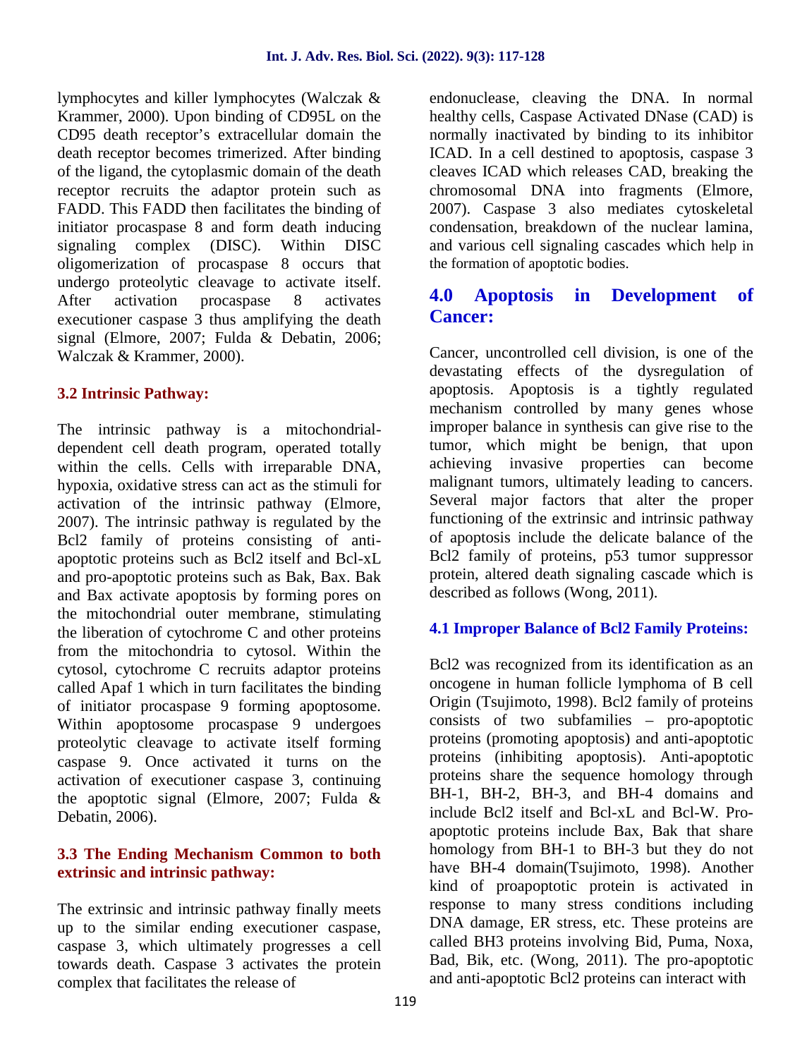lymphocytes and killer lymphocytes (Walczak & Krammer, 2000). Upon binding of CD95L on the CD95 death receptor's extracellular domain the death receptor becomes trimerized. After binding of the ligand, the cytoplasmic domain of the death receptor recruits the adaptor protein such as FADD. This FADD then facilitates the binding of initiator procaspase 8 and form death inducing signaling complex (DISC). Within DISC oligomerization of procaspase 8 occurs that undergo proteolytic cleavage to activate itself. After activation procaspase 8 activates executioner caspase 3 thus amplifying the death signal (Elmore, 2007; Fulda & Debatin, 2006; Walczak & Krammer, 2000).

### 3.2 Intrinsic Pathway:

The intrinsic pathway is a mitochondrial-dependent cell death program, operated totally within the cells. Cells with irreparable DNA, hypoxia, oxidative stress can act as the stimuli for activation of the intrinsic pathway (Elmore, 2007). The intrinsic pathway is regulated by the Bcl2 family of proteins consisting of anti-apoptotic proteins such as Bcl2 itself and Bcl-xL and pro-apoptotic proteins such as Bak, Bax. Bak and Bax activate apoptosis by forming pores on the mitochondrial outer membrane, stimulating the liberation of cytochrome C and other proteins from the mitochondria to cytosol. Within the cytosol, cytochrome C recruits adaptor proteins called Apaf 1 which in turn facilitates the binding of initiator procaspase 9 forming apoptosome. Within apoptosome procaspase 9 undergoes proteolytic cleavage to activate itself forming caspase 9. Once activated it turns on the activation of executioner caspase 3, continuing the apoptotic signal (Elmore, 2007; Fulda & Debatin, 2006).

### 3.3 The Ending Mechanism Common to both extrinsic and intrinsic pathway:

The extrinsic and intrinsic pathway finally meets up to the similar ending executioner caspase, caspase 3, which ultimately progresses a cell towards death. Caspase 3 activates the protein complex that facilitates the release of endonuclease, cleaving the DNA. In normal healthy cells, Caspase Activated DNase (CAD) is normally inactivated by binding to its inhibitor ICAD. In a cell destined to apoptosis, caspase 3 cleaves ICAD which releases CAD, breaking the chromosomal DNA into fragments (Elmore, 2007). Caspase 3 also mediates cytoskeletal condensation, breakdown of the nuclear lamina, and various cell signaling cascades which help in the formation of apoptotic bodies.

## 4.0 Apoptosis in Development of Cancer:

Cancer, uncontrolled cell division, is one of the devastating effects of the dysregulation of apoptosis. Apoptosis is a tightly regulated mechanism controlled by many genes whose improper balance in synthesis can give rise to the tumor, which might be benign, that upon achieving invasive properties can become malignant tumors, ultimately leading to cancers. Several major factors that alter the proper functioning of the extrinsic and intrinsic pathway of apoptosis include the delicate balance of the Bcl2 family of proteins, p53 tumor suppressor protein, altered death signaling cascade which is described as follows (Wong, 2011).

### 4.1 Improper Balance of Bcl2 Family Proteins:

Bcl2 was recognized from its identification as an oncogene in human follicle lymphoma of B cell Origin (Tsujimoto, 1998). Bcl2 family of proteins consists of two subfamilies – pro-apoptotic proteins (promoting apoptosis) and anti-apoptotic proteins (inhibiting apoptosis). Anti-apoptotic proteins share the sequence homology through BH-1, BH-2, BH-3, and BH-4 domains and include Bcl2 itself and Bcl-xL and Bcl-W. Pro-apoptotic proteins include Bax, Bak that share homology from BH-1 to BH-3 but they do not have BH-4 domain(Tsujimoto, 1998). Another kind of proapoptotic protein is activated in response to many stress conditions including DNA damage, ER stress, etc. These proteins are called BH3 proteins involving Bid, Puma, Noxa, Bad, Bik, etc. (Wong, 2011). The pro-apoptotic and anti-apoptotic Bcl2 proteins can interact with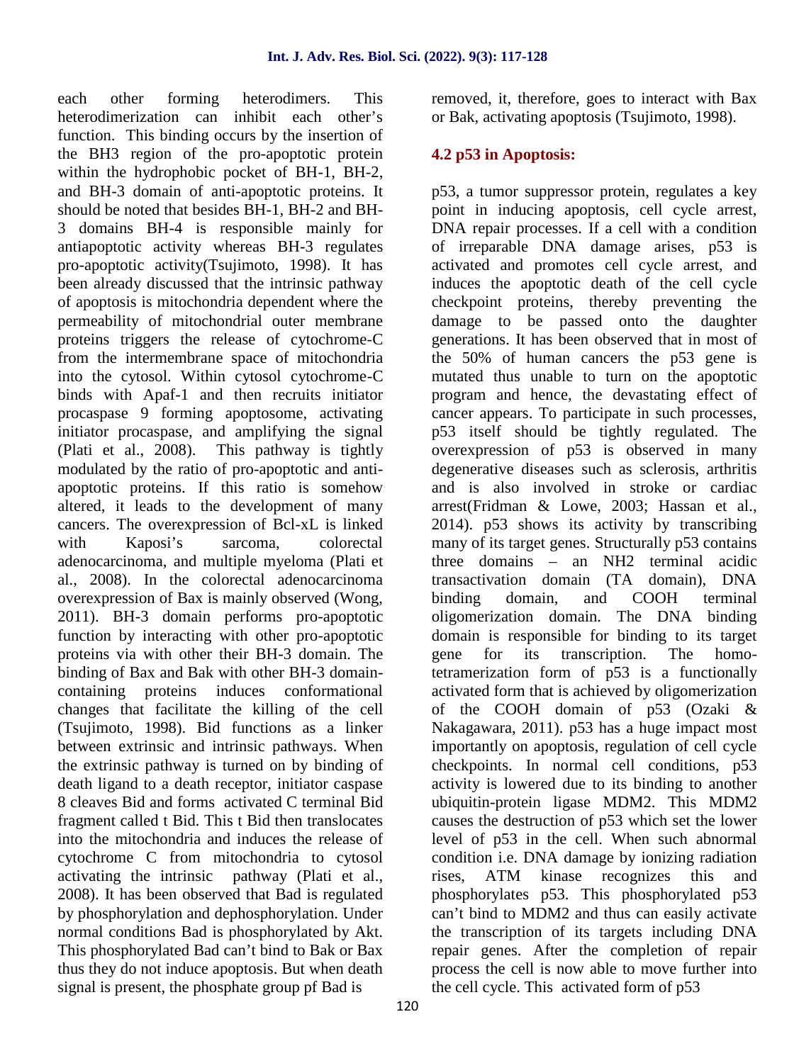each other forming heterodimers. This heterodimerization can inhibit each other's function. This binding occurs by the insertion of the BH3 region of the pro-apoptotic protein within the hydrophobic pocket of BH-1, BH-2, and BH-3 domain of anti-apoptotic proteins. It should be noted that besides BH-1, BH-2 and BH-3 domains BH-4 is responsible mainly for antiapoptotic activity whereas BH-3 regulates pro-apoptotic activity(Tsujimoto, 1998). It has been already discussed that the intrinsic pathway of apoptosis is mitochondria dependent where the permeability of mitochondrial outer membrane proteins triggers the release of cytochrome-C from the intermembrane space of mitochondria into the cytosol. Within cytosol cytochrome-C binds with Apaf-1 and then recruits initiator procaspase 9 forming apoptosome, activating initiator procaspase, and amplifying the signal (Plati et al., 2008). This pathway is tightly modulated by the ratio of pro-apoptotic and anti-apoptotic proteins. If this ratio is somehow altered, it leads to the development of many cancers. The overexpression of Bcl-xL is linked with Kaposi's sarcoma, colorectal adenocarcinoma, and multiple myeloma (Plati et al., 2008). In the colorectal adenocarcinoma overexpression of Bax is mainly observed (Wong, 2011). BH-3 domain performs pro-apoptotic function by interacting with other pro-apoptotic proteins via with other their BH-3 domain. The binding of Bax and Bak with other BH-3 domain-containing proteins induces conformational changes that facilitate the killing of the cell (Tsujimoto, 1998). Bid functions as a linker between extrinsic and intrinsic pathways. When the extrinsic pathway is turned on by binding of death ligand to a death receptor, initiator caspase 8 cleaves Bid and forms activated C terminal Bid fragment called t Bid. This t Bid then translocates into the mitochondria and induces the release of cytochrome C from mitochondria to cytosol activating the intrinsic pathway (Plati et al., 2008). It has been observed that Bad is regulated by phosphorylation and dephosphorylation. Under normal conditions Bad is phosphorylated by Akt. This phosphorylated Bad can't bind to Bak or Bax thus they do not induce apoptosis. But when death signal is present, the phosphate group pf Bad is removed, it, therefore, goes to interact with Bax or Bak, activating apoptosis (Tsujimoto, 1998).

## 4.2 p53 in Apoptosis:

p53, a tumor suppressor protein, regulates a key point in inducing apoptosis, cell cycle arrest, DNA repair processes. If a cell with a condition of irreparable DNA damage arises, p53 is activated and promotes cell cycle arrest, and induces the apoptotic death of the cell cycle checkpoint proteins, thereby preventing the damage to be passed onto the daughter generations. It has been observed that in most of the 50% of human cancers the p53 gene is mutated thus unable to turn on the apoptotic program and hence, the devastating effect of cancer appears. To participate in such processes, p53 itself should be tightly regulated. The overexpression of p53 is observed in many degenerative diseases such as sclerosis, arthritis and is also involved in stroke or cardiac arrest(Fridman & Lowe, 2003; Hassan et al., 2014). p53 shows its activity by transcribing many of its target genes. Structurally p53 contains three domains – an NH2 terminal acidic transactivation domain (TA domain), DNA binding domain, and COOH terminal oligomerization domain. The DNA binding domain is responsible for binding to its target gene for its transcription. The homo-tetramerization form of p53 is a functionally activated form that is achieved by oligomerization of the COOH domain of p53 (Ozaki & Nakagawara, 2011). p53 has a huge impact most importantly on apoptosis, regulation of cell cycle checkpoints. In normal cell conditions, p53 activity is lowered due to its binding to another ubiquitin-protein ligase MDM2. This MDM2 causes the destruction of p53 which set the lower level of p53 in the cell. When such abnormal condition i.e. DNA damage by ionizing radiation rises, ATM kinase recognizes this and phosphorylates p53. This phosphorylated p53 can't bind to MDM2 and thus can easily activate the transcription of its targets including DNA repair genes. After the completion of repair process the cell is now able to move further into the cell cycle. This activated form of p53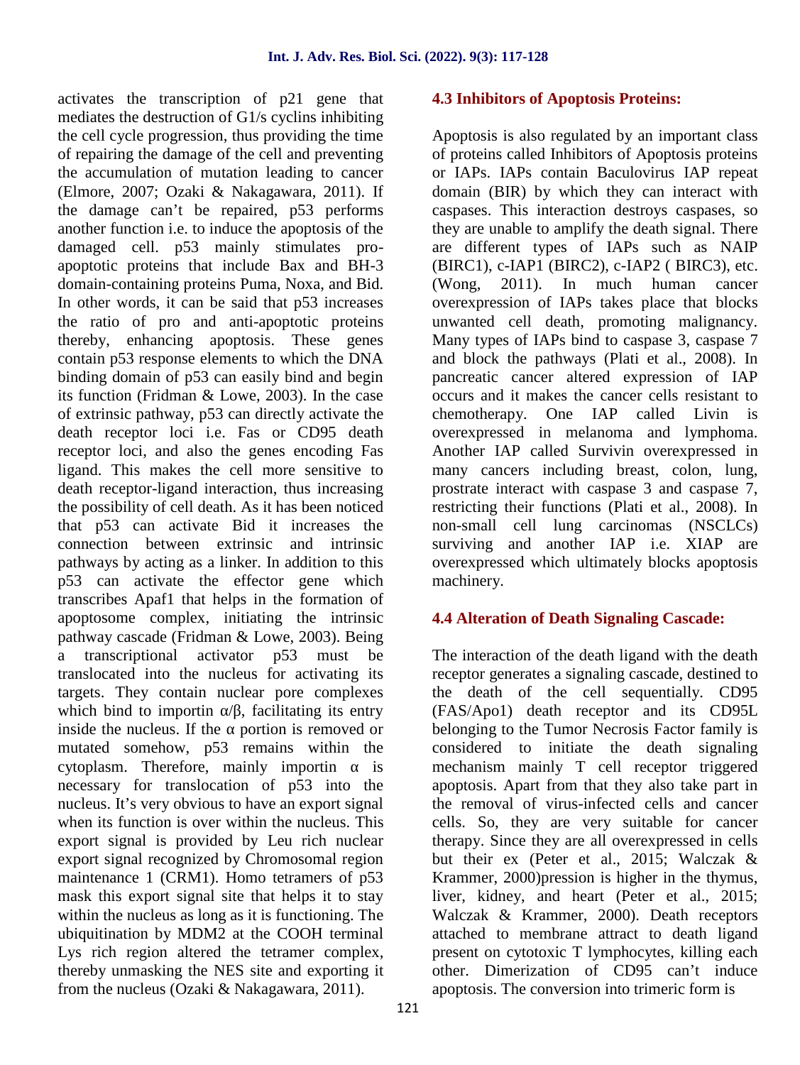activates the transcription of p21 gene that mediates the destruction of G1/s cyclins inhibiting the cell cycle progression, thus providing the time of repairing the damage of the cell and preventing the accumulation of mutation leading to cancer (Elmore, 2007; Ozaki & Nakagawara, 2011). If the damage can't be repaired, p53 performs another function i.e. to induce the apoptosis of the damaged cell. p53 mainly stimulates pro-apoptotic proteins that include Bax and BH-3 domain-containing proteins Puma, Noxa, and Bid. In other words, it can be said that p53 increases the ratio of pro and anti-apoptotic proteins thereby, enhancing apoptosis. These genes contain p53 response elements to which the DNA binding domain of p53 can easily bind and begin its function (Fridman & Lowe, 2003). In the case of extrinsic pathway, p53 can directly activate the death receptor loci i.e. Fas or CD95 death receptor loci, and also the genes encoding Fas ligand. This makes the cell more sensitive to death receptor-ligand interaction, thus increasing the possibility of cell death. As it has been noticed that p53 can activate Bid it increases the connection between extrinsic and intrinsic pathways by acting as a linker. In addition to this p53 can activate the effector gene which transcribes Apaf1 that helps in the formation of apoptosome complex, initiating the intrinsic pathway cascade (Fridman & Lowe, 2003). Being a transcriptional activator p53 must be translocated into the nucleus for activating its targets. They contain nuclear pore complexes which bind to importin α/β, facilitating its entry inside the nucleus. If the α portion is removed or mutated somehow, p53 remains within the cytoplasm. Therefore, mainly importin α is necessary for translocation of p53 into the nucleus. It's very obvious to have an export signal when its function is over within the nucleus. This export signal is provided by Leu rich nuclear export signal recognized by Chromosomal region maintenance 1 (CRM1). Homo tetramers of p53 mask this export signal site that helps it to stay within the nucleus as long as it is functioning. The ubiquitination by MDM2 at the COOH terminal Lys rich region altered the tetramer complex, thereby unmasking the NES site and exporting it from the nucleus (Ozaki & Nakagawara, 2011).

### 4.3 Inhibitors of Apoptosis Proteins:

Apoptosis is also regulated by an important class of proteins called Inhibitors of Apoptosis proteins or IAPs. IAPs contain Baculovirus IAP repeat domain (BIR) by which they can interact with caspases. This interaction destroys caspases, so they are unable to amplify the death signal. There are different types of IAPs such as NAIP (BIRC1), c-IAP1 (BIRC2), c-IAP2 ( BIRC3), etc. (Wong, 2011). In much human cancer overexpression of IAPs takes place that blocks unwanted cell death, promoting malignancy. Many types of IAPs bind to caspase 3, caspase 7 and block the pathways (Plati et al., 2008). In pancreatic cancer altered expression of IAP occurs and it makes the cancer cells resistant to chemotherapy. One IAP called Livin is overexpressed in melanoma and lymphoma. Another IAP called Survivin overexpressed in many cancers including breast, colon, lung, prostrate interact with caspase 3 and caspase 7, restricting their functions (Plati et al., 2008). In non-small cell lung carcinomas (NSCLCs) surviving and another IAP i.e. XIAP are overexpressed which ultimately blocks apoptosis machinery.

### 4.4 Alteration of Death Signaling Cascade:

The interaction of the death ligand with the death receptor generates a signaling cascade, destined to the death of the cell sequentially. CD95 (FAS/Apo1) death receptor and its CD95L belonging to the Tumor Necrosis Factor family is considered to initiate the death signaling mechanism mainly T cell receptor triggered apoptosis. Apart from that they also take part in the removal of virus-infected cells and cancer cells. So, they are very suitable for cancer therapy. Since they are all overexpressed in cells but their ex (Peter et al., 2015; Walczak & Krammer, 2000)pression is higher in the thymus, liver, kidney, and heart (Peter et al., 2015; Walczak & Krammer, 2000). Death receptors attached to membrane attract to death ligand present on cytotoxic T lymphocytes, killing each other. Dimerization of CD95 can't induce apoptosis. The conversion into trimeric form is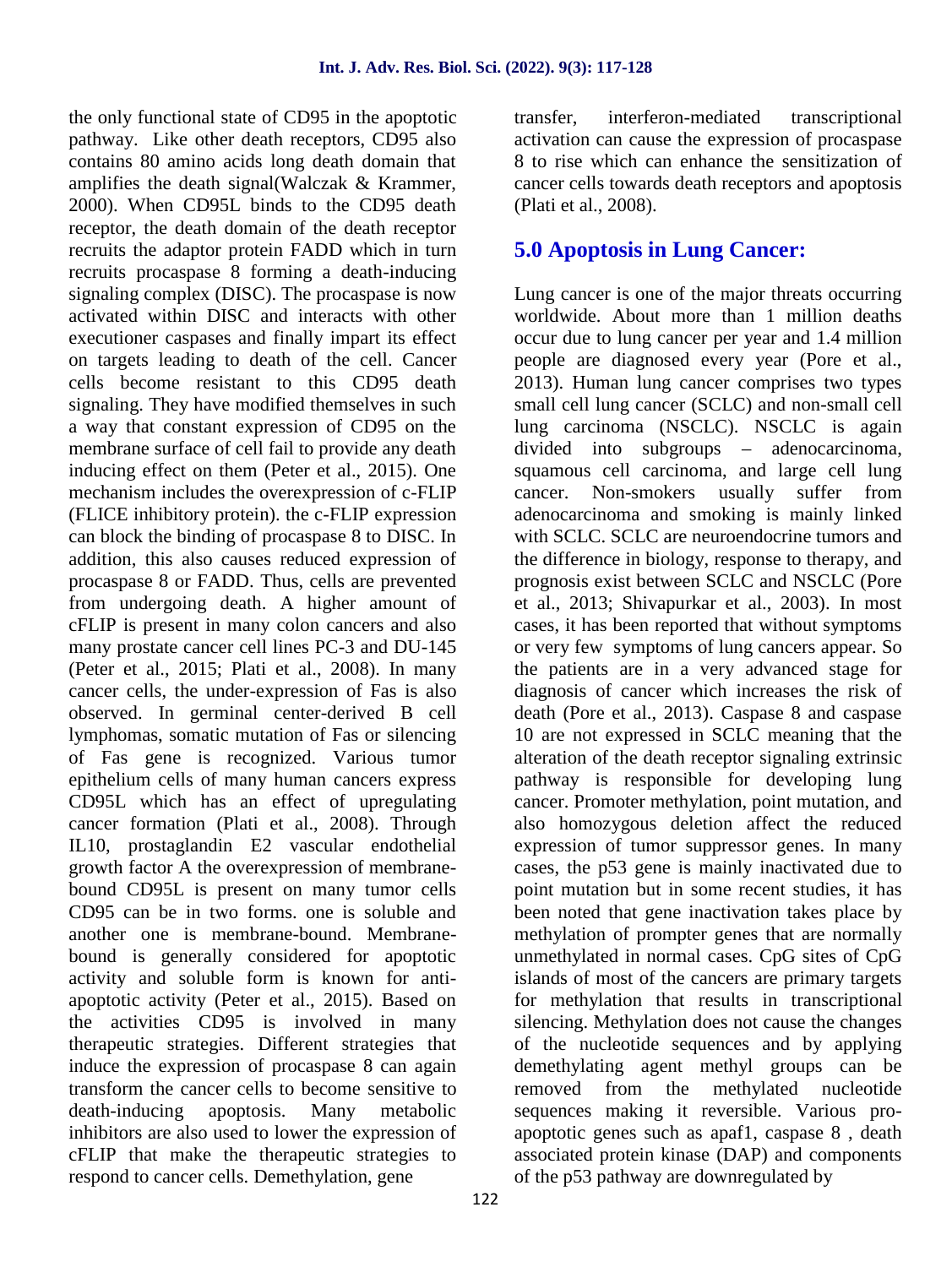the only functional state of CD95 in the apoptotic pathway. Like other death receptors, CD95 also contains 80 amino acids long death domain that amplifies the death signal(Walczak & Krammer, 2000). When CD95L binds to the CD95 death receptor, the death domain of the death receptor recruits the adaptor protein FADD which in turn recruits procaspase 8 forming a death-inducing signaling complex (DISC). The procaspase is now activated within DISC and interacts with other executioner caspases and finally impart its effect on targets leading to death of the cell. Cancer cells become resistant to this CD95 death signaling. They have modified themselves in such a way that constant expression of CD95 on the membrane surface of cell fail to provide any death inducing effect on them (Peter et al., 2015). One mechanism includes the overexpression of c-FLIP (FLICE inhibitory protein). the c-FLIP expression can block the binding of procaspase 8 to DISC. In addition, this also causes reduced expression of procaspase 8 or FADD. Thus, cells are prevented from undergoing death. A higher amount of cFLIP is present in many colon cancers and also many prostate cancer cell lines PC-3 and DU-145 (Peter et al., 2015; Plati et al., 2008). In many cancer cells, the under-expression of Fas is also observed. In germinal center-derived B cell lymphomas, somatic mutation of Fas or silencing of Fas gene is recognized. Various tumor epithelium cells of many human cancers express CD95L which has an effect of upregulating cancer formation (Plati et al., 2008). Through IL10, prostaglandin E2 vascular endothelial growth factor A the overexpression of membrane-bound CD95L is present on many tumor cells CD95 can be in two forms. one is soluble and another one is membrane-bound. Membrane-bound is generally considered for apoptotic activity and soluble form is known for anti-apoptotic activity (Peter et al., 2015). Based on the activities CD95 is involved in many therapeutic strategies. Different strategies that induce the expression of procaspase 8 can again transform the cancer cells to become sensitive to death-inducing apoptosis. Many metabolic inhibitors are also used to lower the expression of cFLIP that make the therapeutic strategies to respond to cancer cells. Demethylation, gene transfer, interferon-mediated transcriptional activation can cause the expression of procaspase 8 to rise which can enhance the sensitization of cancer cells towards death receptors and apoptosis (Plati et al., 2008).

## 5.0 Apoptosis in Lung Cancer:

Lung cancer is one of the major threats occurring worldwide. About more than 1 million deaths occur due to lung cancer per year and 1.4 million people are diagnosed every year (Pore et al., 2013). Human lung cancer comprises two types small cell lung cancer (SCLC) and non-small cell lung carcinoma (NSCLC). NSCLC is again divided into subgroups – adenocarcinoma, squamous cell carcinoma, and large cell lung cancer. Non-smokers usually suffer from adenocarcinoma and smoking is mainly linked with SCLC. SCLC are neuroendocrine tumors and the difference in biology, response to therapy, and prognosis exist between SCLC and NSCLC (Pore et al., 2013; Shivapurkar et al., 2003). In most cases, it has been reported that without symptoms or very few symptoms of lung cancers appear. So the patients are in a very advanced stage for diagnosis of cancer which increases the risk of death (Pore et al., 2013). Caspase 8 and caspase 10 are not expressed in SCLC meaning that the alteration of the death receptor signaling extrinsic pathway is responsible for developing lung cancer. Promoter methylation, point mutation, and also homozygous deletion affect the reduced expression of tumor suppressor genes. In many cases, the p53 gene is mainly inactivated due to point mutation but in some recent studies, it has been noted that gene inactivation takes place by methylation of prompter genes that are normally unmethylated in normal cases. CpG sites of CpG islands of most of the cancers are primary targets for methylation that results in transcriptional silencing. Methylation does not cause the changes of the nucleotide sequences and by applying demethylating agent methyl groups can be removed from the methylated nucleotide sequences making it reversible. Various pro-apoptotic genes such as apaf1, caspase 8 , death associated protein kinase (DAP) and components of the p53 pathway are downregulated by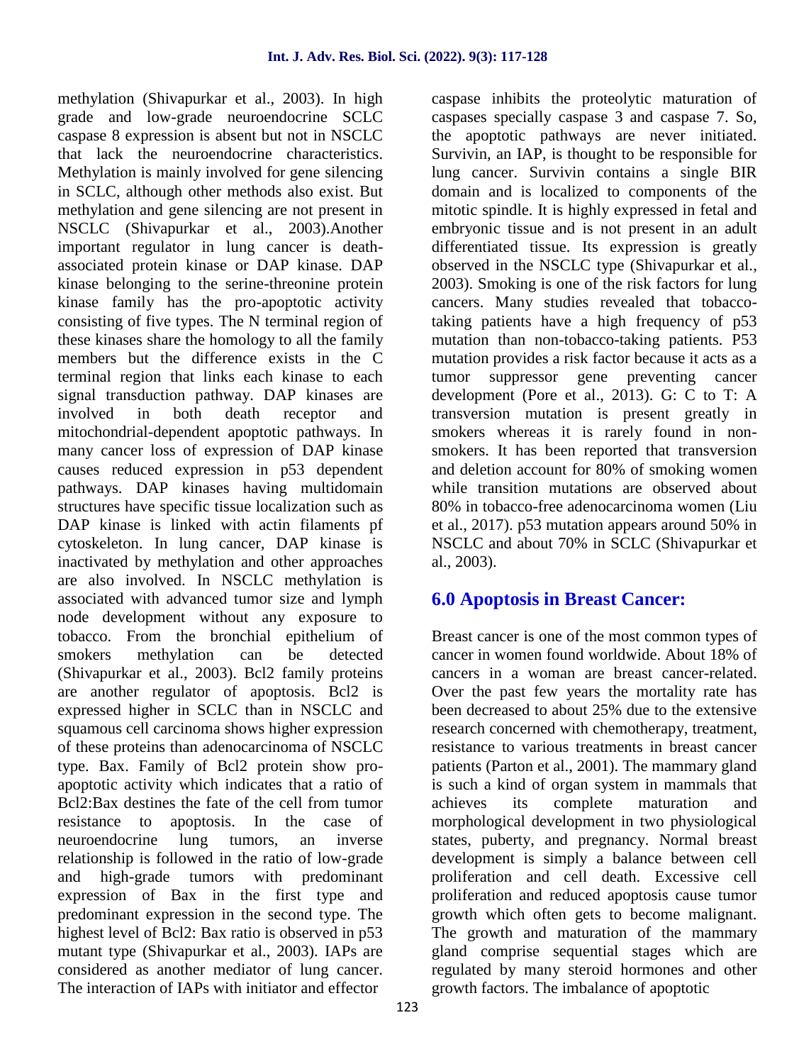methylation (Shivapurkar et al., 2003). In high grade and low-grade neuroendocrine SCLC caspase 8 expression is absent but not in NSCLC that lack the neuroendocrine characteristics. Methylation is mainly involved for gene silencing in SCLC, although other methods also exist. But methylation and gene silencing are not present in NSCLC (Shivapurkar et al., 2003).Another important regulator in lung cancer is death-associated protein kinase or DAP kinase. DAP kinase belonging to the serine-threonine protein kinase family has the pro-apoptotic activity consisting of five types. The N terminal region of these kinases share the homology to all the family members but the difference exists in the C terminal region that links each kinase to each signal transduction pathway. DAP kinases are involved in both death receptor and mitochondrial-dependent apoptotic pathways. In many cancer loss of expression of DAP kinase causes reduced expression in p53 dependent pathways. DAP kinases having multidomain structures have specific tissue localization such as DAP kinase is linked with actin filaments pf cytoskeleton. In lung cancer, DAP kinase is inactivated by methylation and other approaches are also involved. In NSCLC methylation is associated with advanced tumor size and lymph node development without any exposure to tobacco. From the bronchial epithelium of smokers methylation can be detected (Shivapurkar et al., 2003). Bcl2 family proteins are another regulator of apoptosis. Bcl2 is expressed higher in SCLC than in NSCLC and squamous cell carcinoma shows higher expression of these proteins than adenocarcinoma of NSCLC type. Bax. Family of Bcl2 protein show pro-apoptotic activity which indicates that a ratio of Bcl2:Bax destines the fate of the cell from tumor resistance to apoptosis. In the case of neuroendocrine lung tumors, an inverse relationship is followed in the ratio of low-grade and high-grade tumors with predominant expression of Bax in the first type and predominant expression in the second type. The highest level of Bcl2: Bax ratio is observed in p53 mutant type (Shivapurkar et al., 2003). IAPs are considered as another mediator of lung cancer. The interaction of IAPs with initiator and effector caspase inhibits the proteolytic maturation of caspases specially caspase 3 and caspase 7. So, the apoptotic pathways are never initiated. Survivin, an IAP, is thought to be responsible for lung cancer. Survivin contains a single BIR domain and is localized to components of the mitotic spindle. It is highly expressed in fetal and embryonic tissue and is not present in an adult differentiated tissue. Its expression is greatly observed in the NSCLC type (Shivapurkar et al., 2003). Smoking is one of the risk factors for lung cancers. Many studies revealed that tobacco-taking patients have a high frequency of p53 mutation than non-tobacco-taking patients. P53 mutation provides a risk factor because it acts as a tumor suppressor gene preventing cancer development (Pore et al., 2013). G: C to T: A transversion mutation is present greatly in smokers whereas it is rarely found in non-smokers. It has been reported that transversion and deletion account for 80% of smoking women while transition mutations are observed about 80% in tobacco-free adenocarcinoma women (Liu et al., 2017). p53 mutation appears around 50% in NSCLC and about 70% in SCLC (Shivapurkar et al., 2003).

## 6.0 Apoptosis in Breast Cancer:

Breast cancer is one of the most common types of cancer in women found worldwide. About 18% of cancers in a woman are breast cancer-related. Over the past few years the mortality rate has been decreased to about 25% due to the extensive research concerned with chemotherapy, treatment, resistance to various treatments in breast cancer patients (Parton et al., 2001). The mammary gland is such a kind of organ system in mammals that achieves its complete maturation and morphological development in two physiological states, puberty, and pregnancy. Normal breast development is simply a balance between cell proliferation and cell death. Excessive cell proliferation and reduced apoptosis cause tumor growth which often gets to become malignant. The growth and maturation of the mammary gland comprise sequential stages which are regulated by many steroid hormones and other growth factors. The imbalance of apoptotic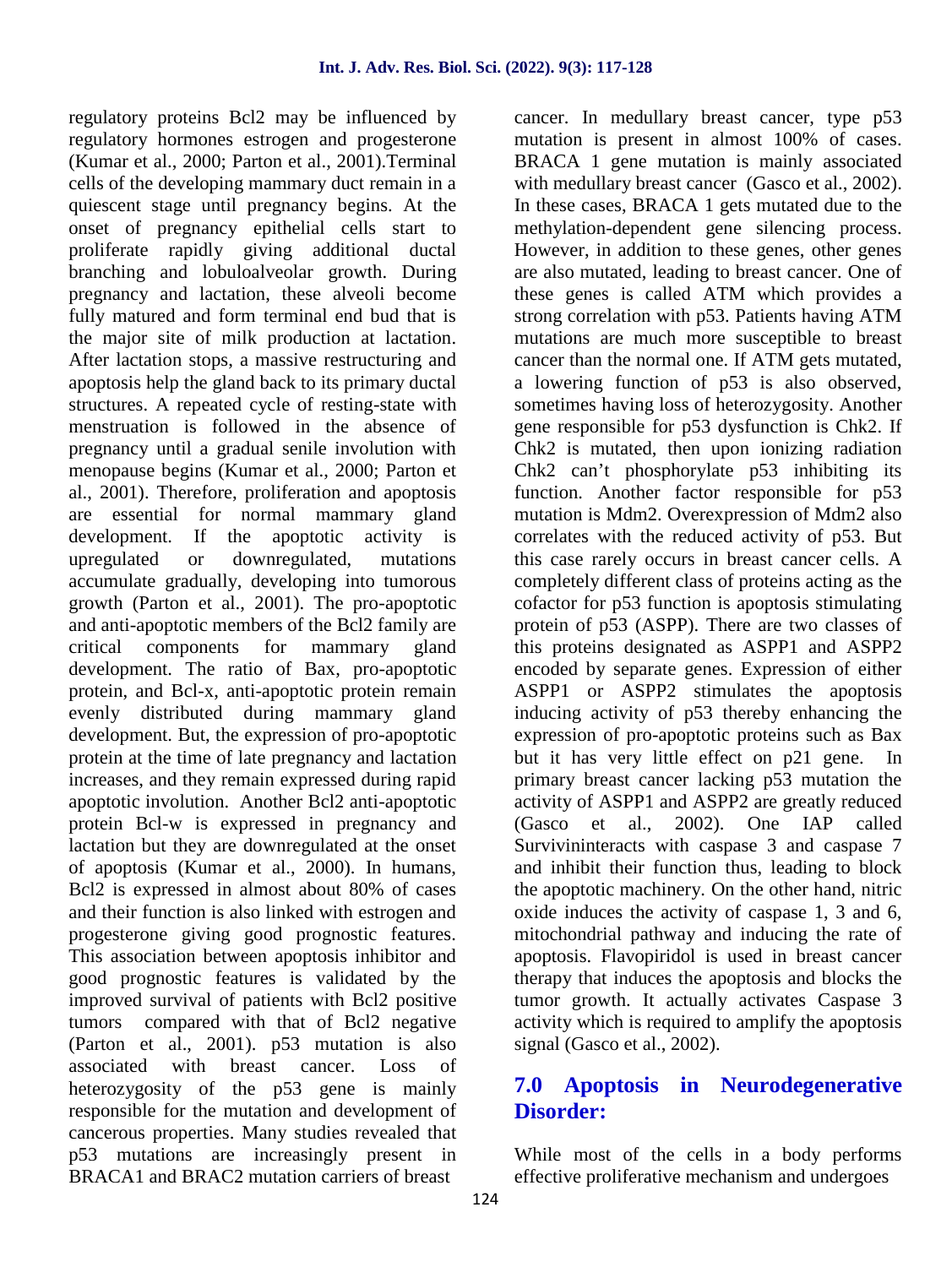regulatory proteins Bcl2 may be influenced by regulatory hormones estrogen and progesterone (Kumar et al., 2000; Parton et al., 2001).Terminal cells of the developing mammary duct remain in a quiescent stage until pregnancy begins. At the onset of pregnancy epithelial cells start to proliferate rapidly giving additional ductal branching and lobuloalveolar growth. During pregnancy and lactation, these alveoli become fully matured and form terminal end bud that is the major site of milk production at lactation. After lactation stops, a massive restructuring and apoptosis help the gland back to its primary ductal structures. A repeated cycle of resting-state with menstruation is followed in the absence of pregnancy until a gradual senile involution with menopause begins (Kumar et al., 2000; Parton et al., 2001). Therefore, proliferation and apoptosis are essential for normal mammary gland development. If the apoptotic activity is upregulated or downregulated, mutations accumulate gradually, developing into tumorous growth (Parton et al., 2001). The pro-apoptotic and anti-apoptotic members of the Bcl2 family are critical components for mammary gland development. The ratio of Bax, pro-apoptotic protein, and Bcl-x, anti-apoptotic protein remain evenly distributed during mammary gland development. But, the expression of pro-apoptotic protein at the time of late pregnancy and lactation increases, and they remain expressed during rapid apoptotic involution. Another Bcl2 anti-apoptotic protein Bcl-w is expressed in pregnancy and lactation but they are downregulated at the onset of apoptosis (Kumar et al., 2000). In humans, Bcl2 is expressed in almost about 80% of cases and their function is also linked with estrogen and progesterone giving good prognostic features. This association between apoptosis inhibitor and good prognostic features is validated by the improved survival of patients with Bcl2 positive tumors compared with that of Bcl2 negative (Parton et al., 2001). p53 mutation is also associated with breast cancer. Loss of heterozygosity of the p53 gene is mainly responsible for the mutation and development of cancerous properties. Many studies revealed that p53 mutations are increasingly present in BRACA1 and BRAC2 mutation carriers of breast cancer. In medullary breast cancer, type p53 mutation is present in almost 100% of cases. BRACA 1 gene mutation is mainly associated with medullary breast cancer (Gasco et al., 2002). In these cases, BRACA 1 gets mutated due to the methylation-dependent gene silencing process. However, in addition to these genes, other genes are also mutated, leading to breast cancer. One of these genes is called ATM which provides a strong correlation with p53. Patients having ATM mutations are much more susceptible to breast cancer than the normal one. If ATM gets mutated, a lowering function of p53 is also observed, sometimes having loss of heterozygosity. Another gene responsible for p53 dysfunction is Chk2. If Chk2 is mutated, then upon ionizing radiation Chk2 can't phosphorylate p53 inhibiting its function. Another factor responsible for p53 mutation is Mdm2. Overexpression of Mdm2 also correlates with the reduced activity of p53. But this case rarely occurs in breast cancer cells. A completely different class of proteins acting as the cofactor for p53 function is apoptosis stimulating protein of p53 (ASPP). There are two classes of this proteins designated as ASPP1 and ASPP2 encoded by separate genes. Expression of either ASPP1 or ASPP2 stimulates the apoptosis inducing activity of p53 thereby enhancing the expression of pro-apoptotic proteins such as Bax but it has very little effect on p21 gene. In primary breast cancer lacking p53 mutation the activity of ASPP1 and ASPP2 are greatly reduced (Gasco et al., 2002). One IAP called Survivininteracts with caspase 3 and caspase 7 and inhibit their function thus, leading to block the apoptotic machinery. On the other hand, nitric oxide induces the activity of caspase 1, 3 and 6, mitochondrial pathway and inducing the rate of apoptosis. Flavopiridol is used in breast cancer therapy that induces the apoptosis and blocks the tumor growth. It actually activates Caspase 3 activity which is required to amplify the apoptosis signal (Gasco et al., 2002).

## 7.0 Apoptosis in Neurodegenerative Disorder:

While most of the cells in a body performs effective proliferative mechanism and undergoes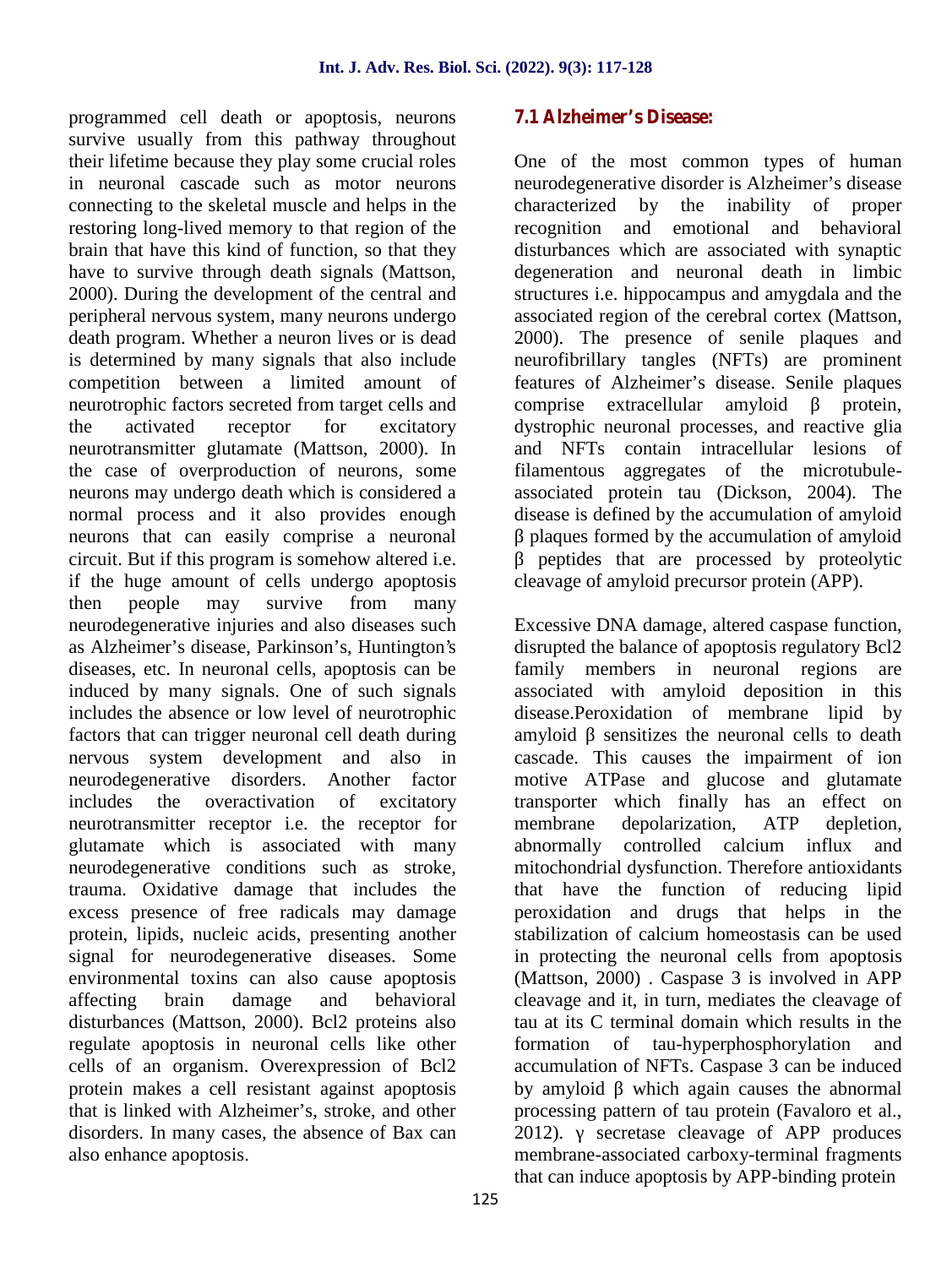programmed cell death or apoptosis, neurons survive usually from this pathway throughout their lifetime because they play some crucial roles in neuronal cascade such as motor neurons connecting to the skeletal muscle and helps in the restoring long-lived memory to that region of the brain that have this kind of function, so that they have to survive through death signals (Mattson, 2000). During the development of the central and peripheral nervous system, many neurons undergo death program. Whether a neuron lives or is dead is determined by many signals that also include competition between a limited amount of neurotrophic factors secreted from target cells and the activated receptor for excitatory neurotransmitter glutamate (Mattson, 2000). In the case of overproduction of neurons, some neurons may undergo death which is considered a normal process and it also provides enough neurons that can easily comprise a neuronal circuit. But if this program is somehow altered i.e. if the huge amount of cells undergo apoptosis then people may survive from many neurodegenerative injuries and also diseases such as Alzheimer's disease, Parkinson's, Huntington's diseases, etc. In neuronal cells, apoptosis can be induced by many signals. One of such signals includes the absence or low level of neurotrophic factors that can trigger neuronal cell death during nervous system development and also in neurodegenerative disorders. Another factor includes the overactivation of excitatory neurotransmitter receptor i.e. the receptor for glutamate which is associated with many neurodegenerative conditions such as stroke, trauma. Oxidative damage that includes the excess presence of free radicals may damage protein, lipids, nucleic acids, presenting another signal for neurodegenerative diseases. Some environmental toxins can also cause apoptosis affecting brain damage and behavioral disturbances (Mattson, 2000). Bcl2 proteins also regulate apoptosis in neuronal cells like other cells of an organism. Overexpression of Bcl2 protein makes a cell resistant against apoptosis that is linked with Alzheimer's, stroke, and other disorders. In many cases, the absence of Bax can also enhance apoptosis.

### 7.1 Alzheimer's Disease:

One of the most common types of human neurodegenerative disorder is Alzheimer's disease characterized by the inability of proper recognition and emotional and behavioral disturbances which are associated with synaptic degeneration and neuronal death in limbic structures i.e. hippocampus and amygdala and the associated region of the cerebral cortex (Mattson, 2000). The presence of senile plaques and neurofibrillary tangles (NFTs) are prominent features of Alzheimer's disease. Senile plaques comprise extracellular amyloid β protein, dystrophic neuronal processes, and reactive glia and NFTs contain intracellular lesions of filamentous aggregates of the microtubule-associated protein tau (Dickson, 2004). The disease is defined by the accumulation of amyloid β plaques formed by the accumulation of amyloid β peptides that are processed by proteolytic cleavage of amyloid precursor protein (APP).

Excessive DNA damage, altered caspase function, disrupted the balance of apoptosis regulatory Bcl2 family members in neuronal regions are associated with amyloid deposition in this disease.Peroxidation of membrane lipid by amyloid β sensitizes the neuronal cells to death cascade. This causes the impairment of ion motive ATPase and glucose and glutamate transporter which finally has an effect on membrane depolarization, ATP depletion, abnormally controlled calcium influx and mitochondrial dysfunction. Therefore antioxidants that have the function of reducing lipid peroxidation and drugs that helps in the stabilization of calcium homeostasis can be used in protecting the neuronal cells from apoptosis (Mattson, 2000) . Caspase 3 is involved in APP cleavage and it, in turn, mediates the cleavage of tau at its C terminal domain which results in the formation of tau-hyperphosphorylation and accumulation of NFTs. Caspase 3 can be induced by amyloid β which again causes the abnormal processing pattern of tau protein (Favaloro et al., 2012). γ secretase cleavage of APP produces membrane-associated carboxy-terminal fragments that can induce apoptosis by APP-binding protein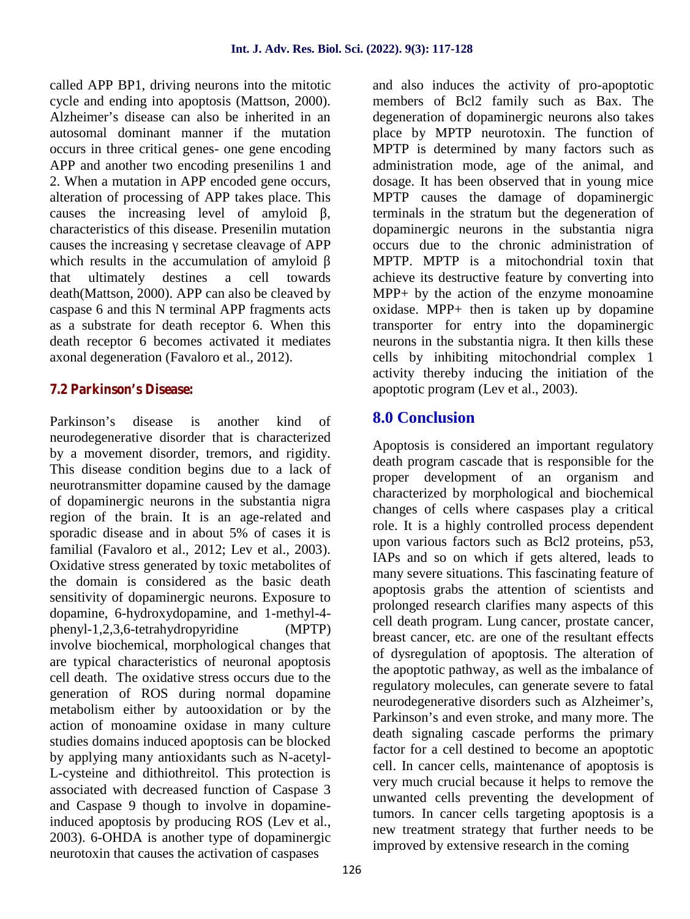called APP BP1, driving neurons into the mitotic cycle and ending into apoptosis (Mattson, 2000). Alzheimer's disease can also be inherited in an autosomal dominant manner if the mutation occurs in three critical genes- one gene encoding APP and another two encoding presenilins 1 and 2. When a mutation in APP encoded gene occurs, alteration of processing of APP takes place. This causes the increasing level of amyloid β, characteristics of this disease. Presenilin mutation causes the increasing γ secretase cleavage of APP which results in the accumulation of amyloid β that ultimately destines a cell towards death(Mattson, 2000). APP can also be cleaved by caspase 6 and this N terminal APP fragments acts as a substrate for death receptor 6. When this death receptor 6 becomes activated it mediates axonal degeneration (Favaloro et al., 2012).

### 7.2 Parkinson's Disease:

Parkinson's disease is another kind of neurodegenerative disorder that is characterized by a movement disorder, tremors, and rigidity. This disease condition begins due to a lack of neurotransmitter dopamine caused by the damage of dopaminergic neurons in the substantia nigra region of the brain. It is an age-related and sporadic disease and in about 5% of cases it is familial (Favaloro et al., 2012; Lev et al., 2003). Oxidative stress generated by toxic metabolites of the domain is considered as the basic death sensitivity of dopaminergic neurons. Exposure to dopamine, 6-hydroxydopamine, and 1-methyl-4-phenyl-1,2,3,6-tetrahydropyridine (MPTP) involve biochemical, morphological changes that are typical characteristics of neuronal apoptosis cell death. The oxidative stress occurs due to the generation of ROS during normal dopamine metabolism either by autooxidation or by the action of monoamine oxidase in many culture studies domains induced apoptosis can be blocked by applying many antioxidants such as N-acetyl-L-cysteine and dithiothreitol. This protection is associated with decreased function of Caspase 3 and Caspase 9 though to involve in dopamine-induced apoptosis by producing ROS (Lev et al., 2003). 6-OHDA is another type of dopaminergic neurotoxin that causes the activation of caspases and also induces the activity of pro-apoptotic members of Bcl2 family such as Bax. The degeneration of dopaminergic neurons also takes place by MPTP neurotoxin. The function of MPTP is determined by many factors such as administration mode, age of the animal, and dosage. It has been observed that in young mice MPTP causes the damage of dopaminergic terminals in the stratum but the degeneration of dopaminergic neurons in the substantia nigra occurs due to the chronic administration of MPTP. MPTP is a mitochondrial toxin that achieve its destructive feature by converting into MPP+ by the action of the enzyme monoamine oxidase. MPP+ then is taken up by dopamine transporter for entry into the dopaminergic neurons in the substantia nigra. It then kills these cells by inhibiting mitochondrial complex 1 activity thereby inducing the initiation of the apoptotic program (Lev et al., 2003).

## 8.0 Conclusion

Apoptosis is considered an important regulatory death program cascade that is responsible for the proper development of an organism and characterized by morphological and biochemical changes of cells where caspases play a critical role. It is a highly controlled process dependent upon various factors such as Bcl2 proteins, p53, IAPs and so on which if gets altered, leads to many severe situations. This fascinating feature of apoptosis grabs the attention of scientists and prolonged research clarifies many aspects of this cell death program. Lung cancer, prostate cancer, breast cancer, etc. are one of the resultant effects of dysregulation of apoptosis. The alteration of the apoptotic pathway, as well as the imbalance of regulatory molecules, can generate severe to fatal neurodegenerative disorders such as Alzheimer's, Parkinson's and even stroke, and many more. The death signaling cascade performs the primary factor for a cell destined to become an apoptotic cell. In cancer cells, maintenance of apoptosis is very much crucial because it helps to remove the unwanted cells preventing the development of tumors. In cancer cells targeting apoptosis is a new treatment strategy that further needs to be improved by extensive research in the coming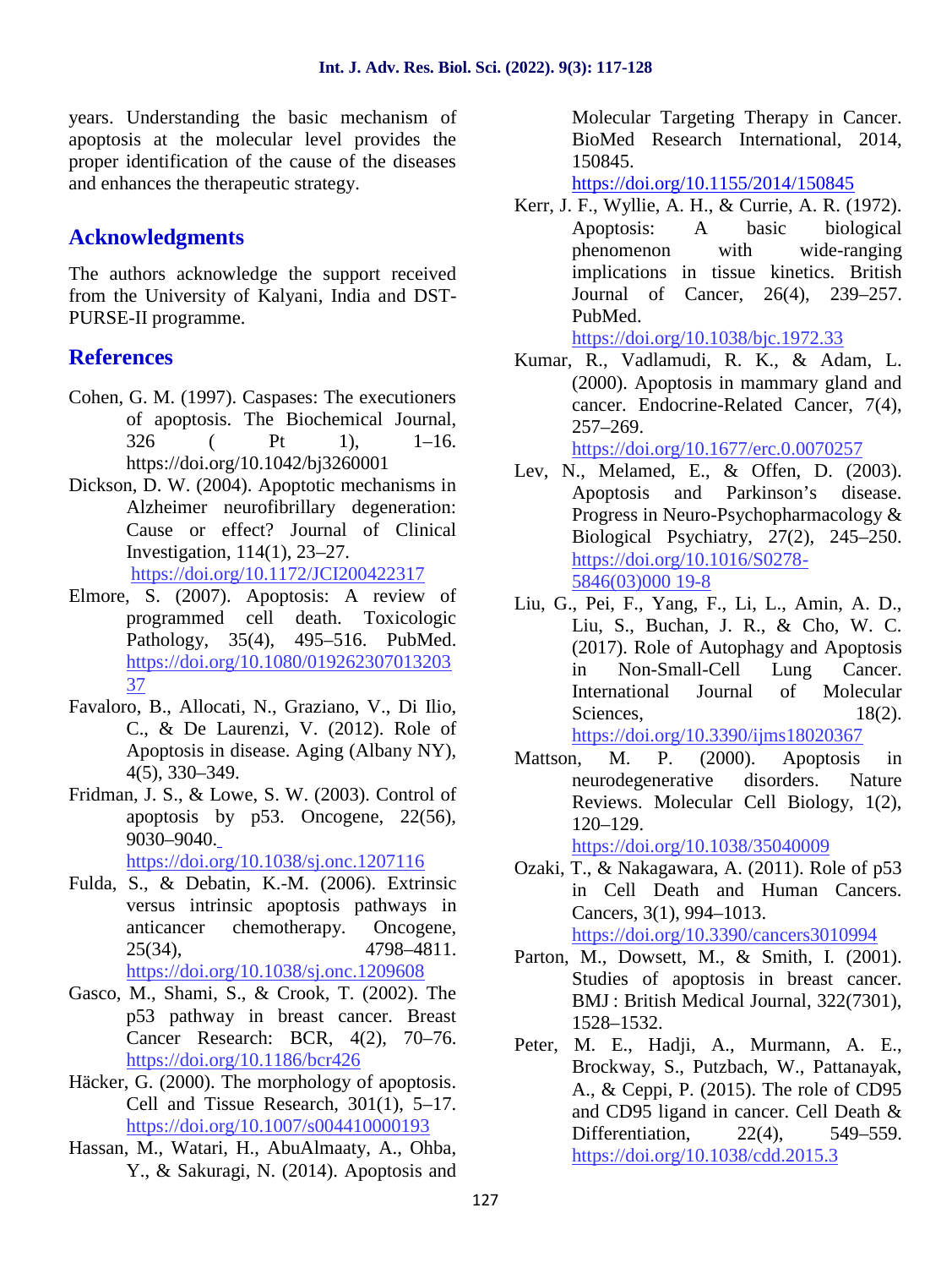years. Understanding the basic mechanism of apoptosis at the molecular level provides the proper identification of the cause of the diseases and enhances the therapeutic strategy.

## Acknowledgments

The authors acknowledge the support received from the University of Kalyani, India and DST-PURSE-II programme.

## References

Cohen, G. M. (1997). Caspases: The executioners of apoptosis. The Biochemical Journal, 326 ( Pt 1), 1–16. https://doi.org/10.1042/bj3260001

Dickson, D. W. (2004). Apoptotic mechanisms in Alzheimer neurofibrillary degeneration: Cause or effect? Journal of Clinical Investigation, 114(1), 23–27. https://doi.org/10.1172/JCI200422317

Elmore, S. (2007). Apoptosis: A review of programmed cell death. Toxicologic Pathology, 35(4), 495–516. PubMed. https://doi.org/10.1080/01926230701320337

Favaloro, B., Allocati, N., Graziano, V., Di Ilio, C., & De Laurenzi, V. (2012). Role of Apoptosis in disease. Aging (Albany NY), 4(5), 330–349.

Fridman, J. S., & Lowe, S. W. (2003). Control of apoptosis by p53. Oncogene, 22(56), 9030–9040. https://doi.org/10.1038/sj.onc.1207116

Fulda, S., & Debatin, K.-M. (2006). Extrinsic versus intrinsic apoptosis pathways in anticancer chemotherapy. Oncogene, 25(34), 4798–4811. https://doi.org/10.1038/sj.onc.1209608

Gasco, M., Shami, S., & Crook, T. (2002). The p53 pathway in breast cancer. Breast Cancer Research: BCR, 4(2), 70–76. https://doi.org/10.1186/bcr426

Häcker, G. (2000). The morphology of apoptosis. Cell and Tissue Research, 301(1), 5–17. https://doi.org/10.1007/s004410000193

Hassan, M., Watari, H., AbuAlmaaty, A., Ohba, Y., & Sakuragi, N. (2014). Apoptosis and Molecular Targeting Therapy in Cancer. BioMed Research International, 2014, 150845. https://doi.org/10.1155/2014/150845

Kerr, J. F., Wyllie, A. H., & Currie, A. R. (1972). Apoptosis: A basic biological phenomenon with wide-ranging implications in tissue kinetics. British Journal of Cancer, 26(4), 239–257. PubMed. https://doi.org/10.1038/bjc.1972.33

Kumar, R., Vadlamudi, R. K., & Adam, L. (2000). Apoptosis in mammary gland and cancer. Endocrine-Related Cancer, 7(4), 257–269. https://doi.org/10.1677/erc.0.0070257

Lev, N., Melamed, E., & Offen, D. (2003). Apoptosis and Parkinson's disease. Progress in Neuro-Psychopharmacology & Biological Psychiatry, 27(2), 245–250. https://doi.org/10.1016/S0278-5846(03)000 19-8

Liu, G., Pei, F., Yang, F., Li, L., Amin, A. D., Liu, S., Buchan, J. R., & Cho, W. C. (2017). Role of Autophagy and Apoptosis in Non-Small-Cell Lung Cancer. International Journal of Molecular Sciences, 18(2). https://doi.org/10.3390/ijms18020367

Mattson, M. P. (2000). Apoptosis in neurodegenerative disorders. Nature Reviews. Molecular Cell Biology, 1(2), 120–129. https://doi.org/10.1038/35040009

Ozaki, T., & Nakagawara, A. (2011). Role of p53 in Cell Death and Human Cancers. Cancers, 3(1), 994–1013. https://doi.org/10.3390/cancers3010994

Parton, M., Dowsett, M., & Smith, I. (2001). Studies of apoptosis in breast cancer. BMJ : British Medical Journal, 322(7301), 1528–1532.

Peter, M. E., Hadji, A., Murmann, A. E., Brockway, S., Putzbach, W., Pattanayak, A., & Ceppi, P. (2015). The role of CD95 and CD95 ligand in cancer. Cell Death & Differentiation, 22(4), 549–559. https://doi.org/10.1038/cdd.2015.3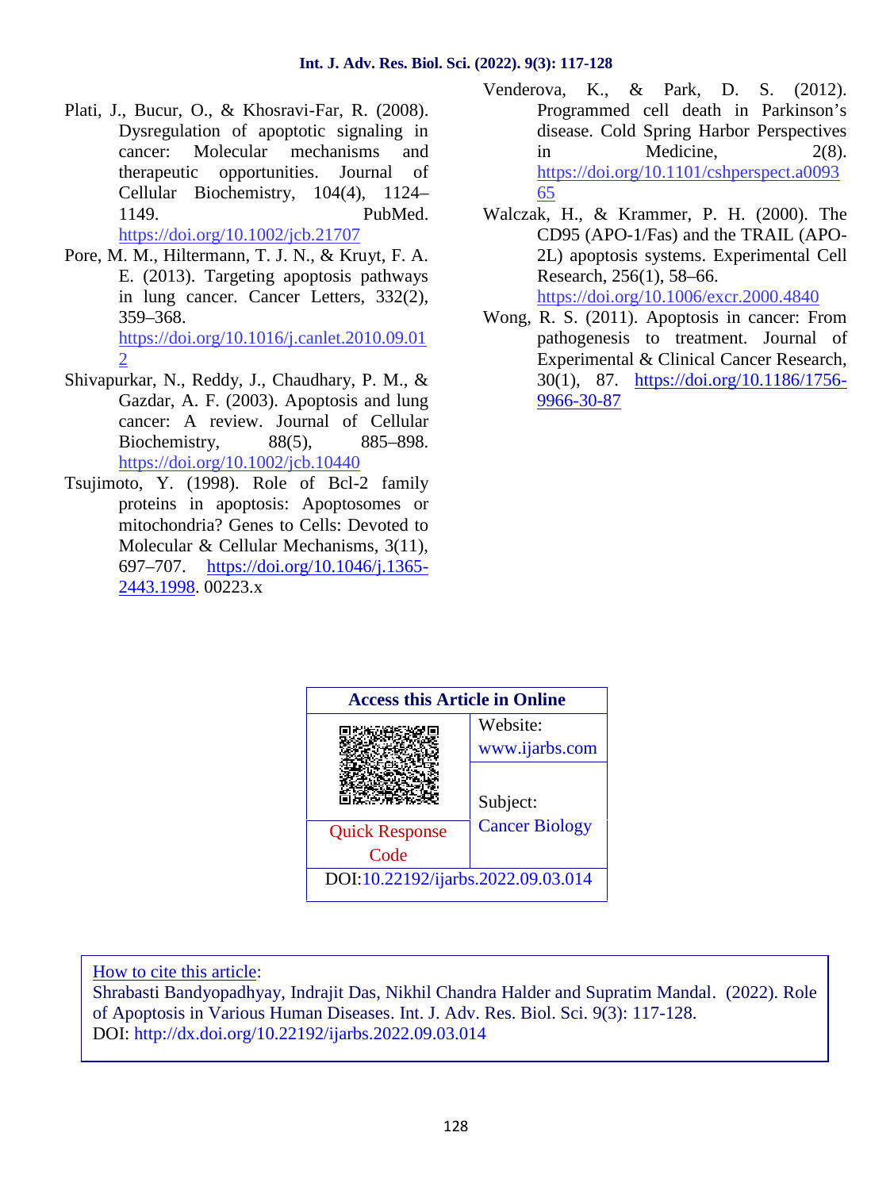Plati, J., Bucur, O., & Khosravi-Far, R. (2008). Dysregulation of apoptotic signaling in cancer: Molecular mechanisms and therapeutic opportunities. Journal of Cellular Biochemistry, 104(4), 1124–1149. PubMed. https://doi.org/10.1002/jcb.21707

Pore, M. M., Hiltermann, T. J. N., & Kruyt, F. A. E. (2013). Targeting apoptosis pathways in lung cancer. Cancer Letters, 332(2), 359–368. https://doi.org/10.1016/j.canlet.2010.09.012

Shivapurkar, N., Reddy, J., Chaudhary, P. M., & Gazdar, A. F. (2003). Apoptosis and lung cancer: A review. Journal of Cellular Biochemistry, 88(5), 885–898. https://doi.org/10.1002/jcb.10440

Tsujimoto, Y. (1998). Role of Bcl-2 family proteins in apoptosis: Apoptosomes or mitochondria? Genes to Cells: Devoted to Molecular & Cellular Mechanisms, 3(11), 697–707. https://doi.org/10.1046/j.1365-2443.1998. 00223.x

Venderova, K., & Park, D. S. (2012). Programmed cell death in Parkinson's disease. Cold Spring Harbor Perspectives in Medicine, 2(8). https://doi.org/10.1101/cshperspect.a009365

Walczak, H., & Krammer, P. H. (2000). The CD95 (APO-1/Fas) and the TRAIL (APO-2L) apoptosis systems. Experimental Cell Research, 256(1), 58–66. https://doi.org/10.1006/excr.2000.4840

Wong, R. S. (2011). Apoptosis in cancer: From pathogenesis to treatment. Journal of Experimental & Clinical Cancer Research, 30(1), 87. https://doi.org/10.1186/1756-9966-30-87

| Access this Article in Online | |
|---|---|
| | Website: www.ijarbs.com |
| Quick Response Code | Subject: Cancer Biology |
| DOI:10.22192/ijarbs.2022.09.03.014 | |

How to cite this article:
Shrabasti Bandyopadhyay, Indrajit Das, Nikhil Chandra Halder and Supratim Mandal. (2022). Role of Apoptosis in Various Human Diseases. Int. J. Adv. Res. Biol. Sci. 9(3): 117-128.
DOI: http://dx.doi.org/10.22192/ijarbs.2022.09.03.014